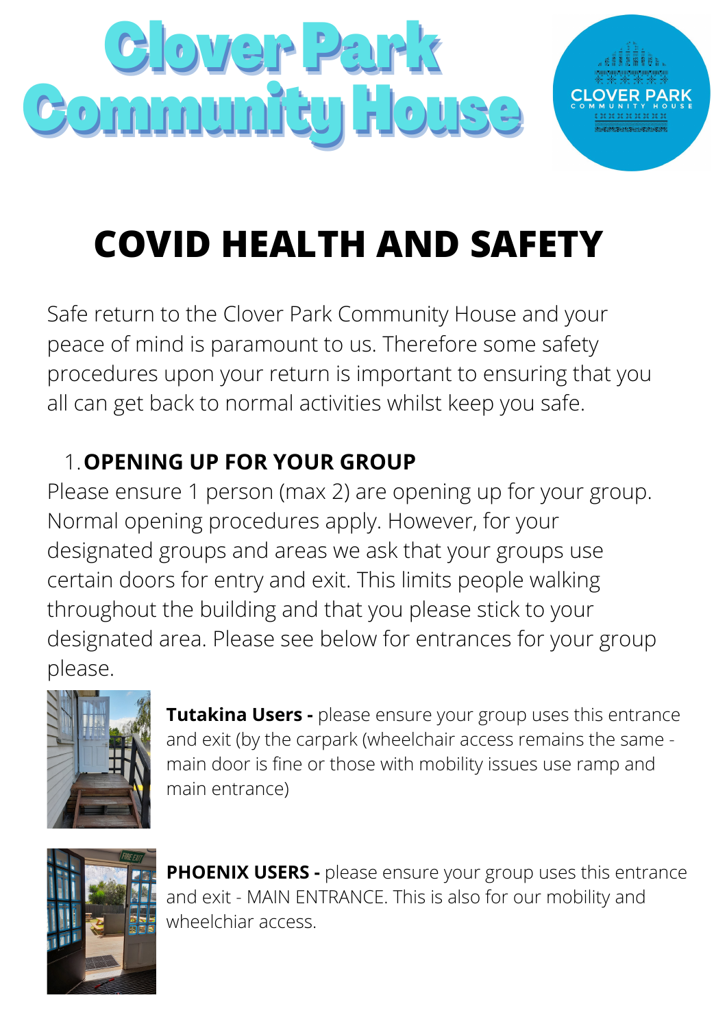# Clover Park Community House

## COVID HEALTH AND SAFETY

Safe return to the Clover Park Community House and your peace of mind is paramount to us. Therefore some safety procedures upon your return is important to ensuring that you all can get back to normal activities whilst keep you safe.

1. **OPENING UP FOR YOUR GROUP**

Please ensure 1 person (max 2) are opening up for your group. Normal opening procedures apply. However, for your designated groups and areas we ask that your groups use certain doors for entry and exit. This limits people walking throughout the building and that you please stick to your designated area. Please see below for entrances for your group please.

**Tutakina Users -** please ensure your group uses this entrance and exit (by the carpark (wheelchair access remains the same - main door is fine or those with mobility issues use ramp and main entrance)

**PHOENIX USERS -** please ensure your group uses this entrance and exit - MAIN ENTRANCE. This is also for our mobility and wheelchiar access.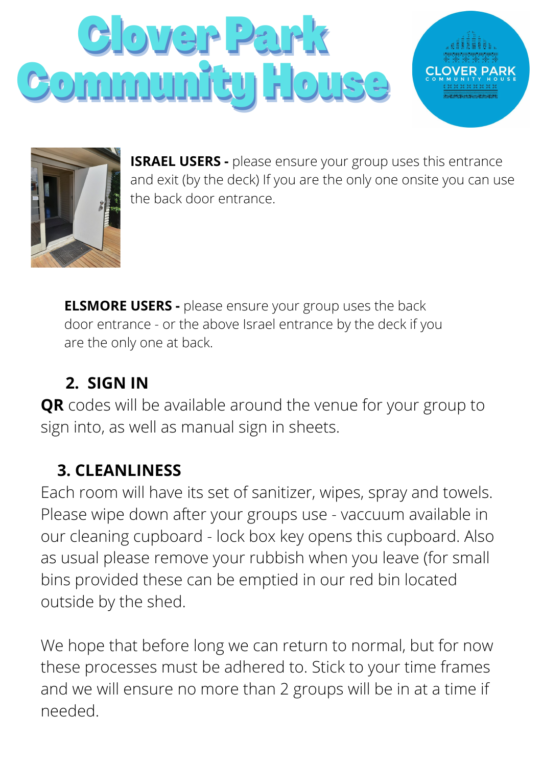# Clover Park Community House

**ISRAEL USERS -** please ensure your group uses this entrance and exit (by the deck) If you are the only one onsite you can use the back door entrance.

**ELSMORE USERS -** please ensure your group uses the back door entrance - or the above Israel entrance by the deck if you are the only one at back.

## 2. SIGN IN

**QR** codes will be available around the venue for your group to sign into, as well as manual sign in sheets.

## 3. CLEANLINESS

Each room will have its set of sanitizer, wipes, spray and towels. Please wipe down after your groups use - vaccuum available in our cleaning cupboard - lock box key opens this cupboard. Also as usual please remove your rubbish when you leave (for small bins provided these can be emptied in our red bin located outside by the shed.

We hope that before long we can return to normal, but for now these processes must be adhered to. Stick to your time frames and we will ensure no more than 2 groups will be in at a time if needed.